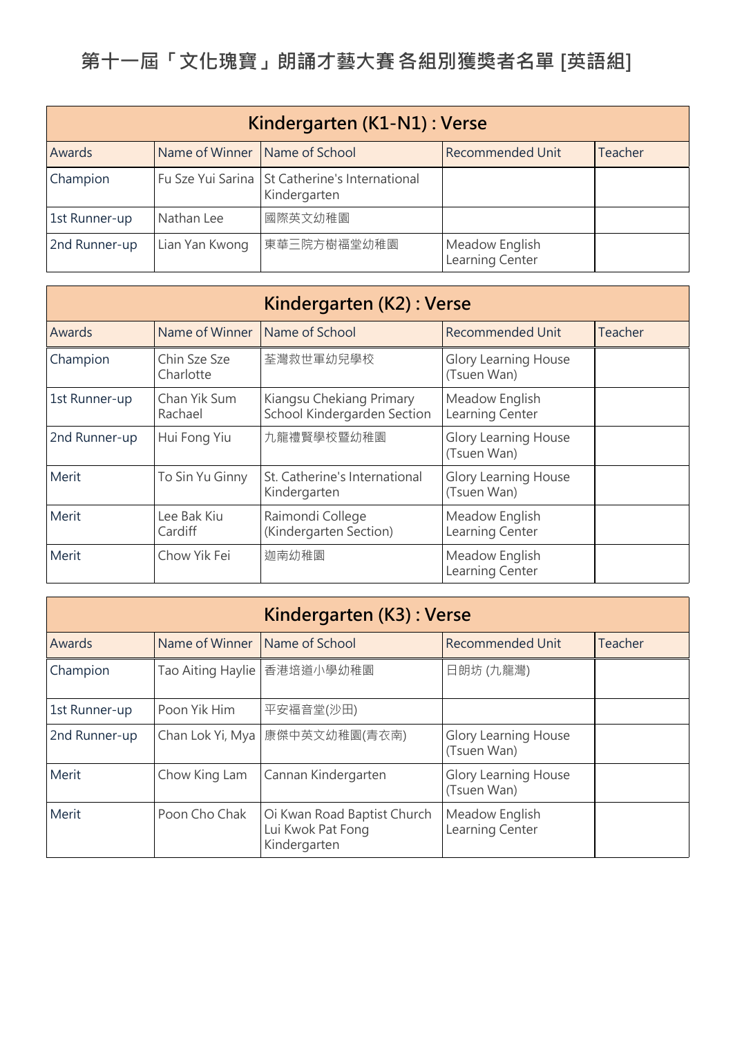# 第十一屆「文化瑰寶」朗誦才藝大賽 各組別獲獎者名單 [英語組]

| Kindergarten (K1-N1) : Verse | | | | |
|---|---|---|---|---|
| Awards | Name of Winner | Name of School | Recommended Unit | Teacher |
| Champion | Fu Sze Yui Sarina | St Catherine's International Kindergarten | | |
| 1st Runner-up | Nathan Lee | 國際英文幼稚園 | | |
| 2nd Runner-up | Lian Yan Kwong | 東華三院方樹福堂幼稚園 | Meadow English Learning Center | |

| Kindergarten (K2) : Verse | | | | |
|---|---|---|---|---|
| Awards | Name of Winner | Name of School | Recommended Unit | Teacher |
| Champion | Chin Sze Sze Charlotte | 荃灣救世軍幼兒學校 | Glory Learning House (Tsuen Wan) | |
| 1st Runner-up | Chan Yik Sum Rachael | Kiangsu Chekiang Primary School Kindergarden Section | Meadow English Learning Center | |
| 2nd Runner-up | Hui Fong Yiu | 九龍禮賢學校暨幼稚園 | Glory Learning House (Tsuen Wan) | |
| Merit | To Sin Yu Ginny | St. Catherine's International Kindergarten | Glory Learning House (Tsuen Wan) | |
| Merit | Lee Bak Kiu Cardiff | Raimondi College (Kindergarten Section) | Meadow English Learning Center | |
| Merit | Chow Yik Fei | 迦南幼稚園 | Meadow English Learning Center | |

| Kindergarten (K3) : Verse | | | | |
|---|---|---|---|---|
| Awards | Name of Winner | Name of School | Recommended Unit | Teacher |
| Champion | Tao Aiting Haylie | 香港培道小學幼稚園 | 日朗坊 (九龍灣) | |
| 1st Runner-up | Poon Yik Him | 平安福音堂(沙田) | | |
| 2nd Runner-up | Chan Lok Yi, Mya | 康傑中英文幼稚園(青衣南) | Glory Learning House (Tsuen Wan) | |
| Merit | Chow King Lam | Cannan Kindergarten | Glory Learning House (Tsuen Wan) | |
| Merit | Poon Cho Chak | Oi Kwan Road Baptist Church Lui Kwok Pat Fong Kindergarten | Meadow English Learning Center | |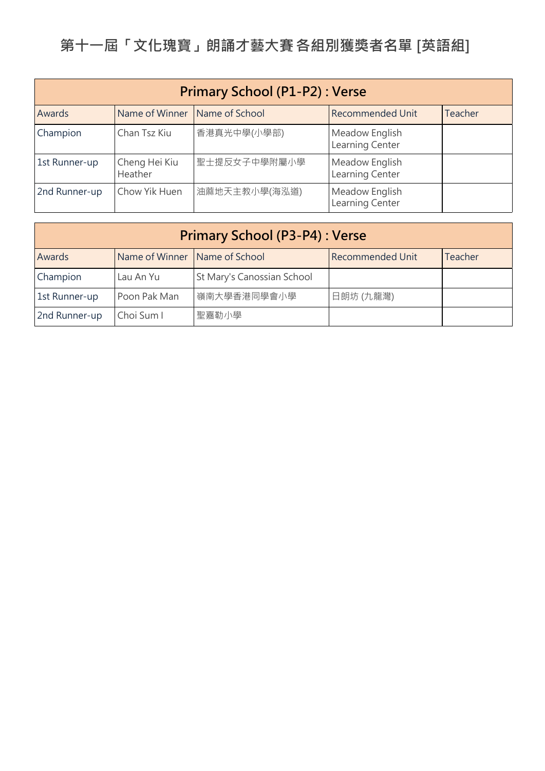# 第十一屆「文化瑰寶」朗誦才藝大賽 各組別獲獎者名單 [英語組]

| Primary School (P1-P2) : Verse | | | | |
|---|---|---|---|---|
| Awards | Name of Winner | Name of School | Recommended Unit | Teacher |
| Champion | Chan Tsz Kiu | 香港真光中學(小學部) | Meadow English Learning Center | |
| 1st Runner-up | Cheng Hei Kiu Heather | 聖士提反女子中學附屬小學 | Meadow English Learning Center | |
| 2nd Runner-up | Chow Yik Huen | 油蔴地天主教小學(海泓道) | Meadow English Learning Center | |

| Primary School (P3-P4) : Verse | | | | |
|---|---|---|---|---|
| Awards | Name of Winner | Name of School | Recommended Unit | Teacher |
| Champion | Lau An Yu | St Mary's Canossian School | | |
| 1st Runner-up | Poon Pak Man | 嶺南大學香港同學會小學 | 日朗坊 (九龍灣) | |
| 2nd Runner-up | Choi Sum I | 聖嘉勒小學 | | |